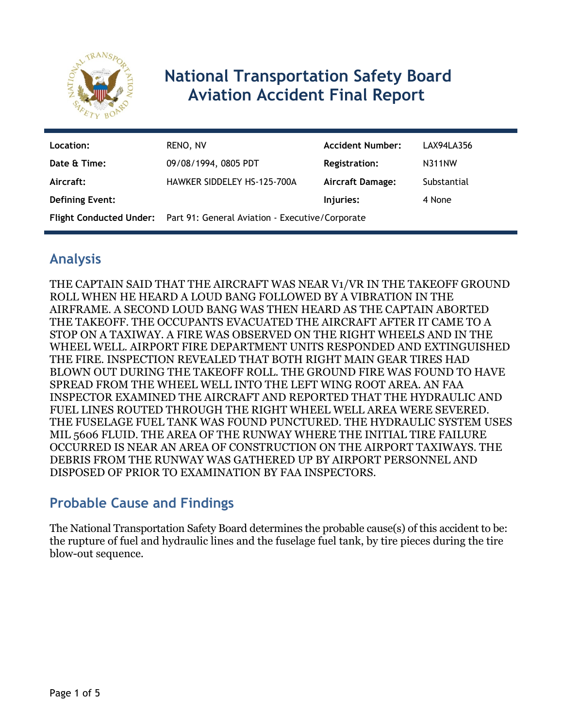# National Transportation Safety Board Aviation Accident Final Report

| Location: | RENO, NV | Accident Number: | LAX94LA356 |
|---|---|---|---|
| Date & Time: | 09/08/1994, 0805 PDT | Registration: | N311NW |
| Aircraft: | HAWKER SIDDELEY HS-125-700A | Aircraft Damage: | Substantial |
| Defining Event: | | Injuries: | 4 None |
| Flight Conducted Under: | Part 91: General Aviation - Executive/Corporate | | |

## Analysis

THE CAPTAIN SAID THAT THE AIRCRAFT WAS NEAR V1/VR IN THE TAKEOFF GROUND ROLL WHEN HE HEARD A LOUD BANG FOLLOWED BY A VIBRATION IN THE AIRFRAME. A SECOND LOUD BANG WAS THEN HEARD AS THE CAPTAIN ABORTED THE TAKEOFF. THE OCCUPANTS EVACUATED THE AIRCRAFT AFTER IT CAME TO A STOP ON A TAXIWAY. A FIRE WAS OBSERVED ON THE RIGHT WHEELS AND IN THE WHEEL WELL. AIRPORT FIRE DEPARTMENT UNITS RESPONDED AND EXTINGUISHED THE FIRE. INSPECTION REVEALED THAT BOTH RIGHT MAIN GEAR TIRES HAD BLOWN OUT DURING THE TAKEOFF ROLL. THE GROUND FIRE WAS FOUND TO HAVE SPREAD FROM THE WHEEL WELL INTO THE LEFT WING ROOT AREA. AN FAA INSPECTOR EXAMINED THE AIRCRAFT AND REPORTED THAT THE HYDRAULIC AND FUEL LINES ROUTED THROUGH THE RIGHT WHEEL WELL AREA WERE SEVERED. THE FUSELAGE FUEL TANK WAS FOUND PUNCTURED. THE HYDRAULIC SYSTEM USES MIL 5606 FLUID. THE AREA OF THE RUNWAY WHERE THE INITIAL TIRE FAILURE OCCURRED IS NEAR AN AREA OF CONSTRUCTION ON THE AIRPORT TAXIWAYS. THE DEBRIS FROM THE RUNWAY WAS GATHERED UP BY AIRPORT PERSONNEL AND DISPOSED OF PRIOR TO EXAMINATION BY FAA INSPECTORS.

## Probable Cause and Findings

The National Transportation Safety Board determines the probable cause(s) of this accident to be:
the rupture of fuel and hydraulic lines and the fuselage fuel tank, by tire pieces during the tire blow-out sequence.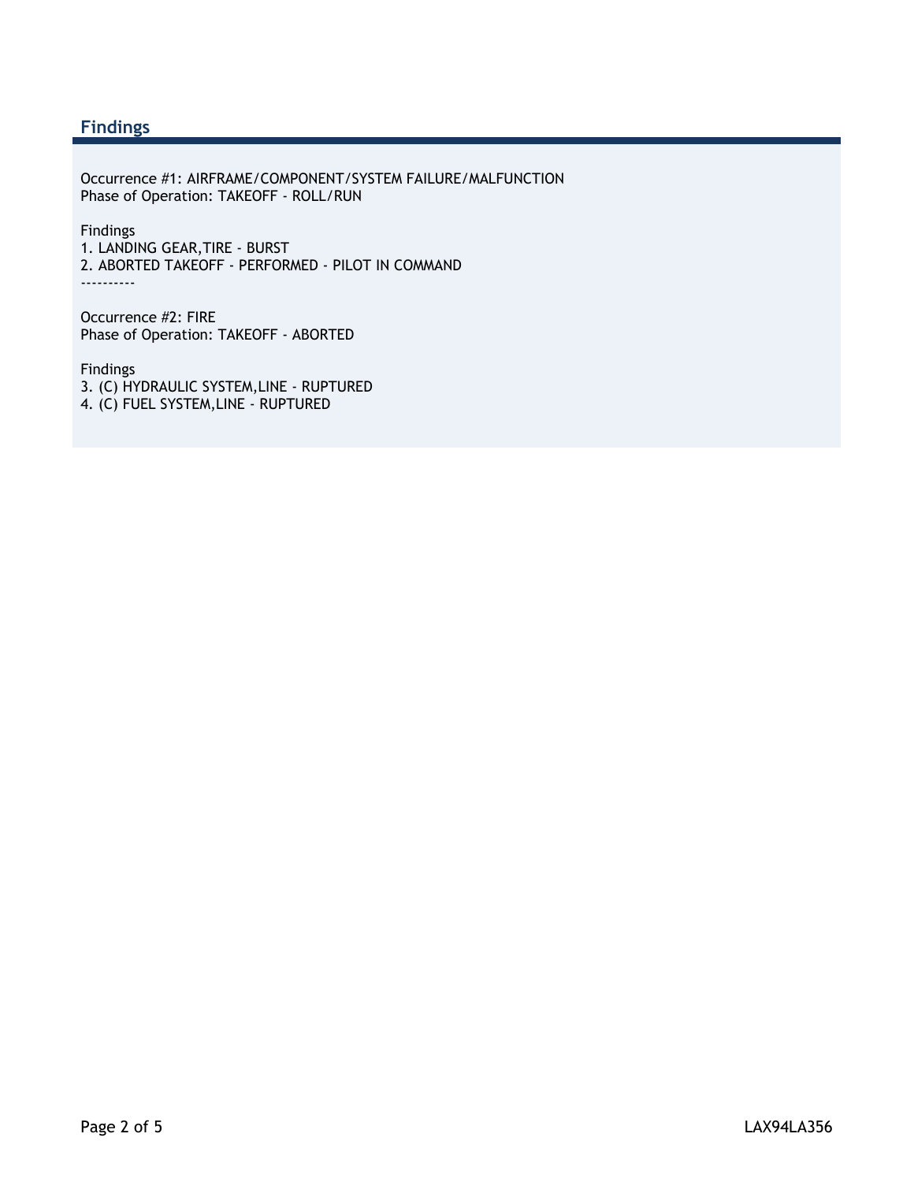## Findings

Occurrence #1: AIRFRAME/COMPONENT/SYSTEM FAILURE/MALFUNCTION
Phase of Operation: TAKEOFF - ROLL/RUN

Findings
1. LANDING GEAR,TIRE - BURST
2. ABORTED TAKEOFF - PERFORMED - PILOT IN COMMAND

----------

Occurrence #2: FIRE
Phase of Operation: TAKEOFF - ABORTED

Findings
3. (C) HYDRAULIC SYSTEM,LINE - RUPTURED
4. (C) FUEL SYSTEM,LINE - RUPTURED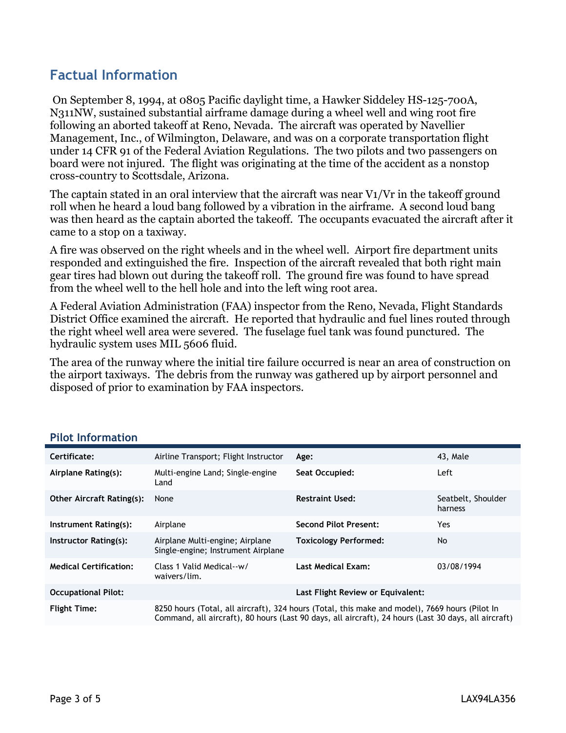## Factual Information

On September 8, 1994, at 0805 Pacific daylight time, a Hawker Siddeley HS-125-700A, N311NW, sustained substantial airframe damage during a wheel well and wing root fire following an aborted takeoff at Reno, Nevada. The aircraft was operated by Navellier Management, Inc., of Wilmington, Delaware, and was on a corporate transportation flight under 14 CFR 91 of the Federal Aviation Regulations. The two pilots and two passengers on board were not injured. The flight was originating at the time of the accident as a nonstop cross-country to Scottsdale, Arizona.

The captain stated in an oral interview that the aircraft was near V1/Vr in the takeoff ground roll when he heard a loud bang followed by a vibration in the airframe. A second loud bang was then heard as the captain aborted the takeoff. The occupants evacuated the aircraft after it came to a stop on a taxiway.

A fire was observed on the right wheels and in the wheel well. Airport fire department units responded and extinguished the fire. Inspection of the aircraft revealed that both right main gear tires had blown out during the takeoff roll. The ground fire was found to have spread from the wheel well to the hell hole and into the left wing root area.

A Federal Aviation Administration (FAA) inspector from the Reno, Nevada, Flight Standards District Office examined the aircraft. He reported that hydraulic and fuel lines routed through the right wheel well area were severed. The fuselage fuel tank was found punctured. The hydraulic system uses MIL 5606 fluid.

The area of the runway where the initial tire failure occurred is near an area of construction on the airport taxiways. The debris from the runway was gathered up by airport personnel and disposed of prior to examination by FAA inspectors.

### Pilot Information

| | | | |
|---|---|---|---|
| **Certificate:** | Airline Transport; Flight Instructor | **Age:** | 43, Male |
| **Airplane Rating(s):** | Multi-engine Land; Single-engine Land | **Seat Occupied:** | Left |
| **Other Aircraft Rating(s):** | None | **Restraint Used:** | Seatbelt, Shoulder harness |
| **Instrument Rating(s):** | Airplane | **Second Pilot Present:** | Yes |
| **Instructor Rating(s):** | Airplane Multi-engine; Airplane Single-engine; Instrument Airplane | **Toxicology Performed:** | No |
| **Medical Certification:** | Class 1 Valid Medical--w/ waivers/lim. | **Last Medical Exam:** | 03/08/1994 |
| **Occupational Pilot:** | | **Last Flight Review or Equivalent:** | |
| **Flight Time:** | 8250 hours (Total, all aircraft), 324 hours (Total, this make and model), 7669 hours (Pilot In Command, all aircraft), 80 hours (Last 90 days, all aircraft), 24 hours (Last 30 days, all aircraft) | | |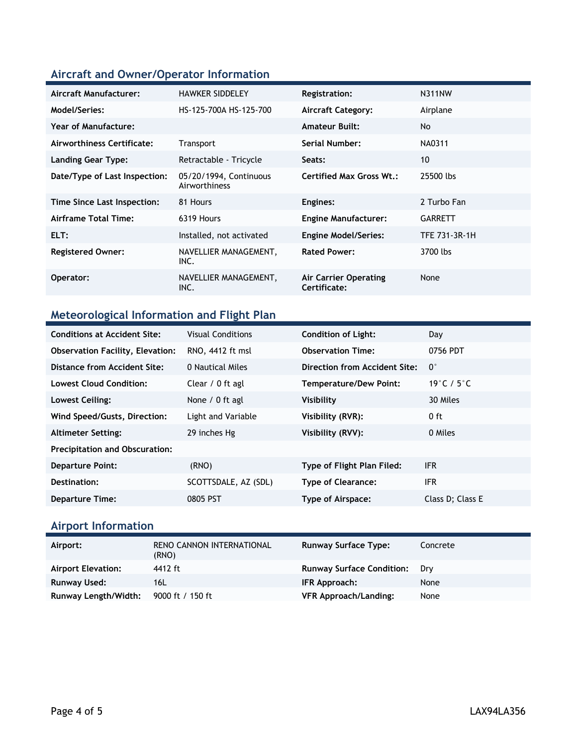## Aircraft and Owner/Operator Information

| | | | |
|---|---|---|---|
| **Aircraft Manufacturer:** | HAWKER SIDDELEY | **Registration:** | N311NW |
| **Model/Series:** | HS-125-700A HS-125-700 | **Aircraft Category:** | Airplane |
| **Year of Manufacture:** | | **Amateur Built:** | No |
| **Airworthiness Certificate:** | Transport | **Serial Number:** | NA0311 |
| **Landing Gear Type:** | Retractable - Tricycle | **Seats:** | 10 |
| **Date/Type of Last Inspection:** | 05/20/1994, Continuous Airworthiness | **Certified Max Gross Wt.:** | 25500 lbs |
| **Time Since Last Inspection:** | 81 Hours | **Engines:** | 2 Turbo Fan |
| **Airframe Total Time:** | 6319 Hours | **Engine Manufacturer:** | GARRETT |
| **ELT:** | Installed, not activated | **Engine Model/Series:** | TFE 731-3R-1H |
| **Registered Owner:** | NAVELLIER MANAGEMENT, INC. | **Rated Power:** | 3700 lbs |
| **Operator:** | NAVELLIER MANAGEMENT, INC. | **Air Carrier Operating Certificate:** | None |

## Meteorological Information and Flight Plan

| | | | |
|---|---|---|---|
| **Conditions at Accident Site:** | Visual Conditions | **Condition of Light:** | Day |
| **Observation Facility, Elevation:** | RNO, 4412 ft msl | **Observation Time:** | 0756 PDT |
| **Distance from Accident Site:** | 0 Nautical Miles | **Direction from Accident Site:** | 0° |
| **Lowest Cloud Condition:** | Clear / 0 ft agl | **Temperature/Dew Point:** | 19°C / 5°C |
| **Lowest Ceiling:** | None / 0 ft agl | **Visibility** | 30 Miles |
| **Wind Speed/Gusts, Direction:** | Light and Variable | **Visibility (RVR):** | 0 ft |
| **Altimeter Setting:** | 29 inches Hg | **Visibility (RVV):** | 0 Miles |
| **Precipitation and Obscuration:** | | | |
| **Departure Point:** | (RNO) | **Type of Flight Plan Filed:** | IFR |
| **Destination:** | SCOTTSDALE, AZ (SDL) | **Type of Clearance:** | IFR |
| **Departure Time:** | 0805 PST | **Type of Airspace:** | Class D; Class E |

## Airport Information

| | | | |
|---|---|---|---|
| **Airport:** | RENO CANNON INTERNATIONAL (RNO) | **Runway Surface Type:** | Concrete |
| **Airport Elevation:** | 4412 ft | **Runway Surface Condition:** | Dry |
| **Runway Used:** | 16L | **IFR Approach:** | None |
| **Runway Length/Width:** | 9000 ft / 150 ft | **VFR Approach/Landing:** | None |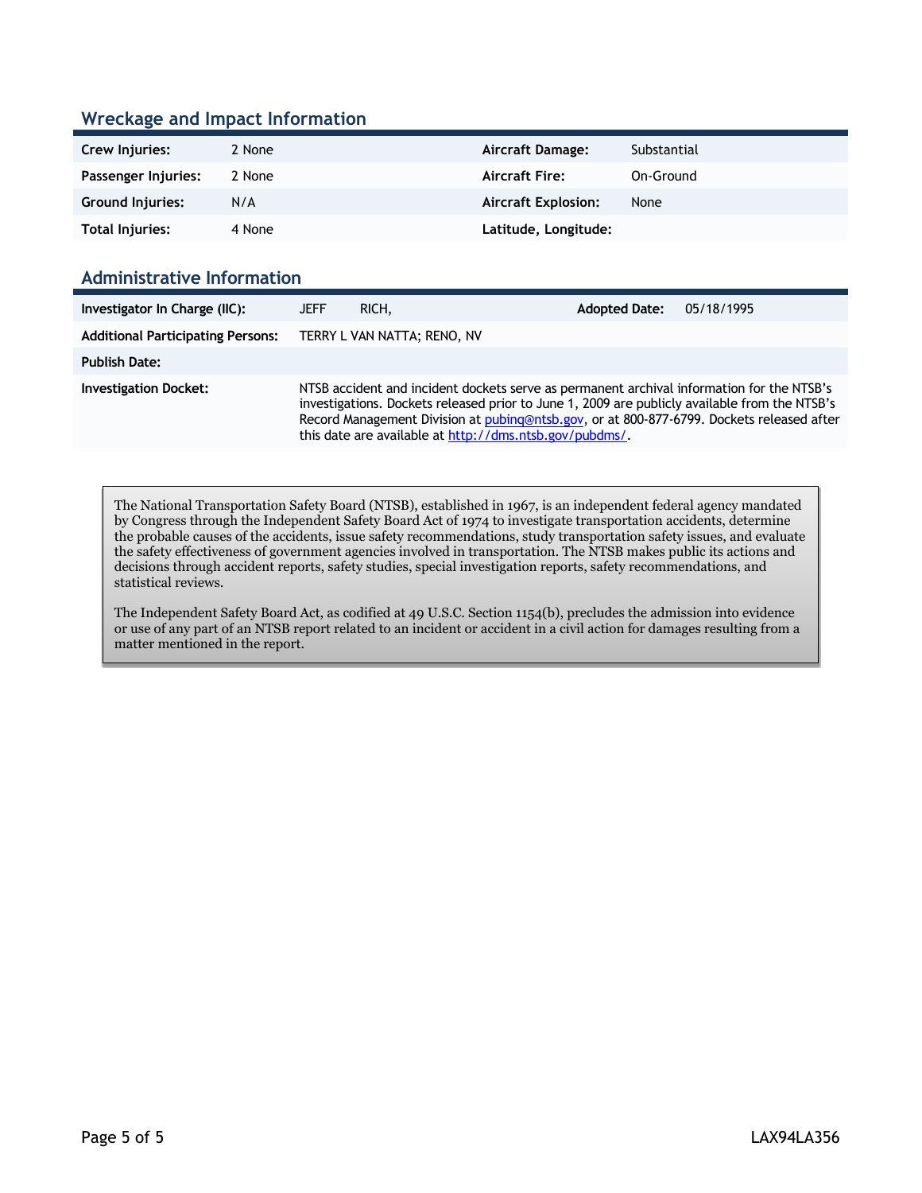## Wreckage and Impact Information

| | | | |
|---|---|---|---|
| **Crew Injuries:** | 2 None | **Aircraft Damage:** | Substantial |
| **Passenger Injuries:** | 2 None | **Aircraft Fire:** | On-Ground |
| **Ground Injuries:** | N/A | **Aircraft Explosion:** | None |
| **Total Injuries:** | 4 None | **Latitude, Longitude:** | |

## Administrative Information

| | | | |
|---|---|---|---|
| **Investigator In Charge (IIC):** | JEFF RICH, | **Adopted Date:** | 05/18/1995 |
| **Additional Participating Persons:** | TERRY L VAN NATTA; RENO, NV | | |
| **Publish Date:** | | | |
| **Investigation Docket:** | NTSB accident and incident dockets serve as permanent archival information for the NTSB's investigations. Dockets released prior to June 1, 2009 are publicly available from the NTSB's Record Management Division at pubinq@ntsb.gov, or at 800-877-6799. Dockets released after this date are available at http://dms.ntsb.gov/pubdms/. | | |

The National Transportation Safety Board (NTSB), established in 1967, is an independent federal agency mandated by Congress through the Independent Safety Board Act of 1974 to investigate transportation accidents, determine the probable causes of the accidents, issue safety recommendations, study transportation safety issues, and evaluate the safety effectiveness of government agencies involved in transportation. The NTSB makes public its actions and decisions through accident reports, safety studies, special investigation reports, safety recommendations, and statistical reviews.

The Independent Safety Board Act, as codified at 49 U.S.C. Section 1154(b), precludes the admission into evidence or use of any part of an NTSB report related to an incident or accident in a civil action for damages resulting from a matter mentioned in the report.